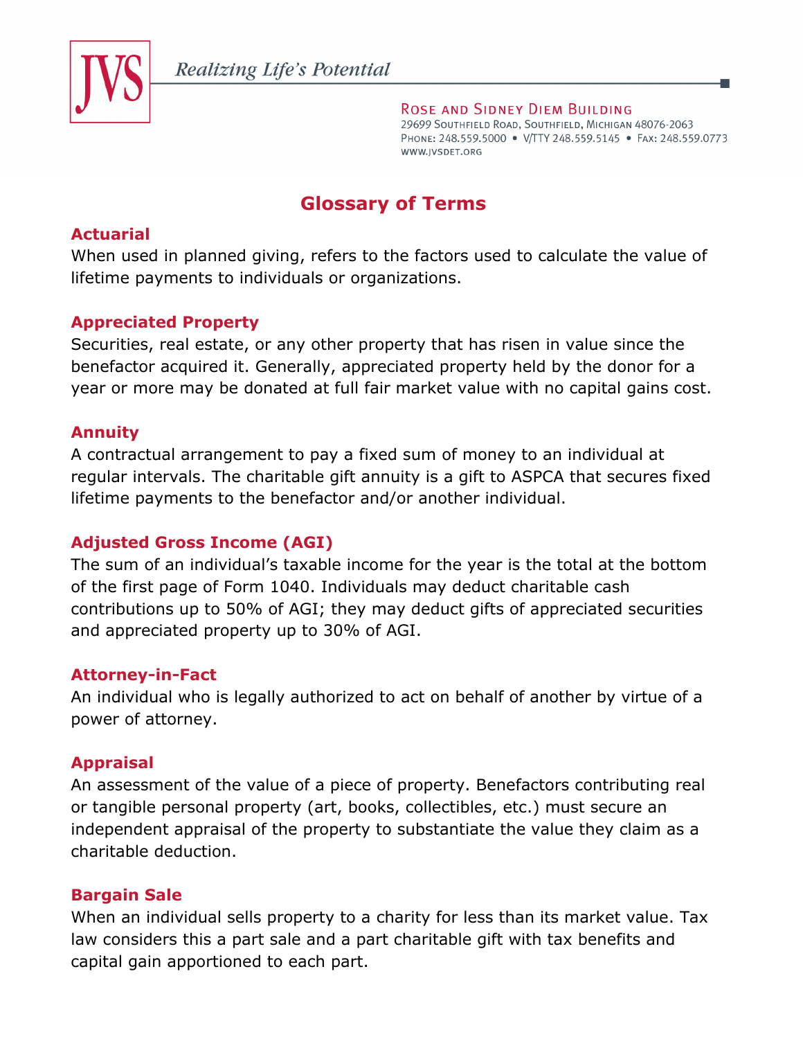JVS

*Realizing Life's Potential*

ROSE AND SIDNEY DIEM BUILDING
29699 SOUTHFIELD ROAD, SOUTHFIELD, MICHIGAN 48076-2063
PHONE: 248.559.5000 • V/TTY 248.559.5145 • FAX: 248.559.0773
WWW.JVSDET.ORG

# Glossary of Terms

### Actuarial

When used in planned giving, refers to the factors used to calculate the value of lifetime payments to individuals or organizations.

### Appreciated Property

Securities, real estate, or any other property that has risen in value since the benefactor acquired it. Generally, appreciated property held by the donor for a year or more may be donated at full fair market value with no capital gains cost.

### Annuity

A contractual arrangement to pay a fixed sum of money to an individual at regular intervals. The charitable gift annuity is a gift to ASPCA that secures fixed lifetime payments to the benefactor and/or another individual.

### Adjusted Gross Income (AGI)

The sum of an individual's taxable income for the year is the total at the bottom of the first page of Form 1040. Individuals may deduct charitable cash contributions up to 50% of AGI; they may deduct gifts of appreciated securities and appreciated property up to 30% of AGI.

### Attorney-in-Fact

An individual who is legally authorized to act on behalf of another by virtue of a power of attorney.

### Appraisal

An assessment of the value of a piece of property. Benefactors contributing real or tangible personal property (art, books, collectibles, etc.) must secure an independent appraisal of the property to substantiate the value they claim as a charitable deduction.

### Bargain Sale

When an individual sells property to a charity for less than its market value. Tax law considers this a part sale and a part charitable gift with tax benefits and capital gain apportioned to each part.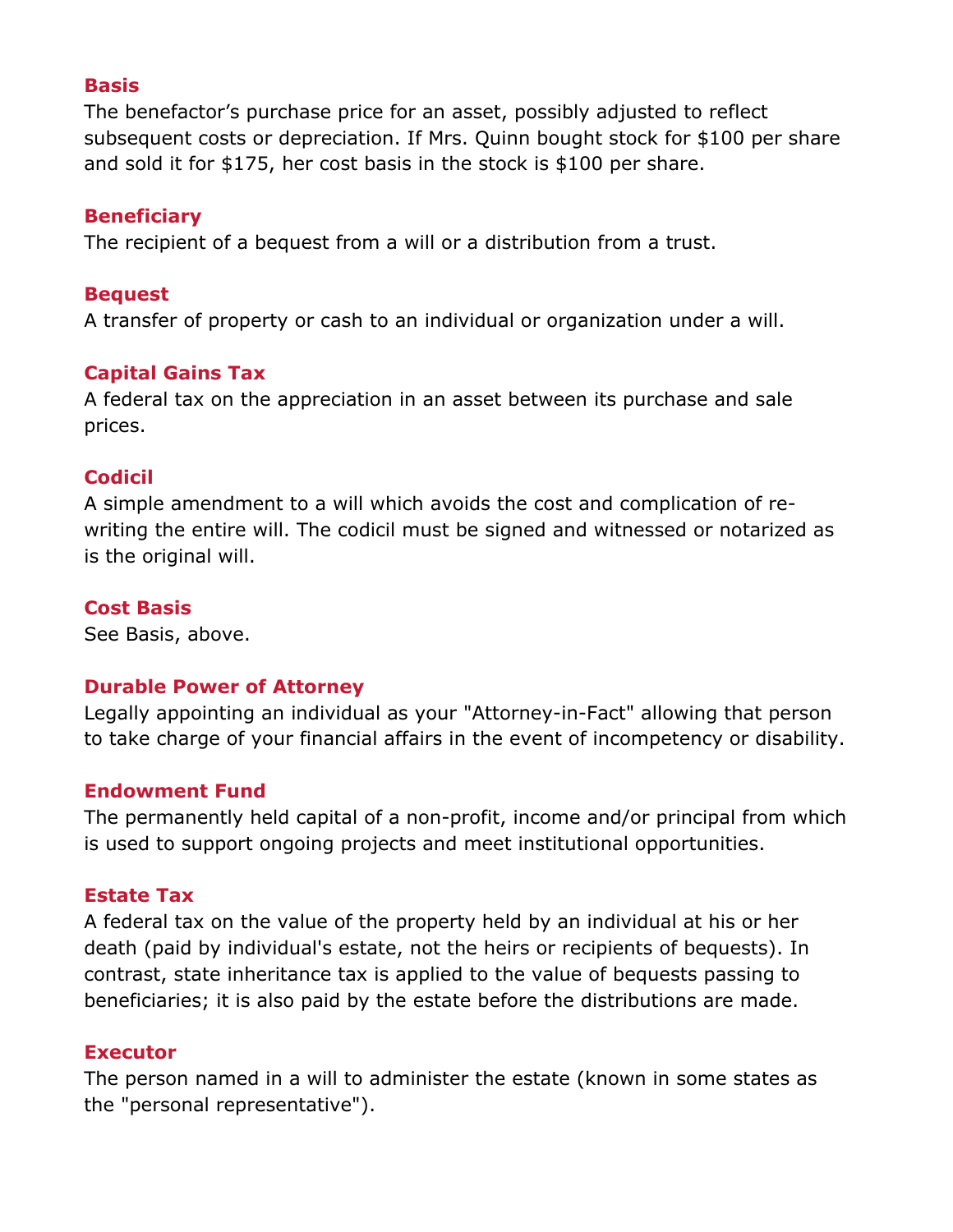### Basis

The benefactor's purchase price for an asset, possibly adjusted to reflect subsequent costs or depreciation. If Mrs. Quinn bought stock for $100 per share and sold it for $175, her cost basis in the stock is $100 per share.

### Beneficiary

The recipient of a bequest from a will or a distribution from a trust.

### Bequest

A transfer of property or cash to an individual or organization under a will.

### Capital Gains Tax

A federal tax on the appreciation in an asset between its purchase and sale prices.

### Codicil

A simple amendment to a will which avoids the cost and complication of re-writing the entire will. The codicil must be signed and witnessed or notarized as is the original will.

### Cost Basis

See Basis, above.

### Durable Power of Attorney

Legally appointing an individual as your "Attorney-in-Fact" allowing that person to take charge of your financial affairs in the event of incompetency or disability.

### Endowment Fund

The permanently held capital of a non-profit, income and/or principal from which is used to support ongoing projects and meet institutional opportunities.

### Estate Tax

A federal tax on the value of the property held by an individual at his or her death (paid by individual's estate, not the heirs or recipients of bequests). In contrast, state inheritance tax is applied to the value of bequests passing to beneficiaries; it is also paid by the estate before the distributions are made.

### Executor

The person named in a will to administer the estate (known in some states as the "personal representative").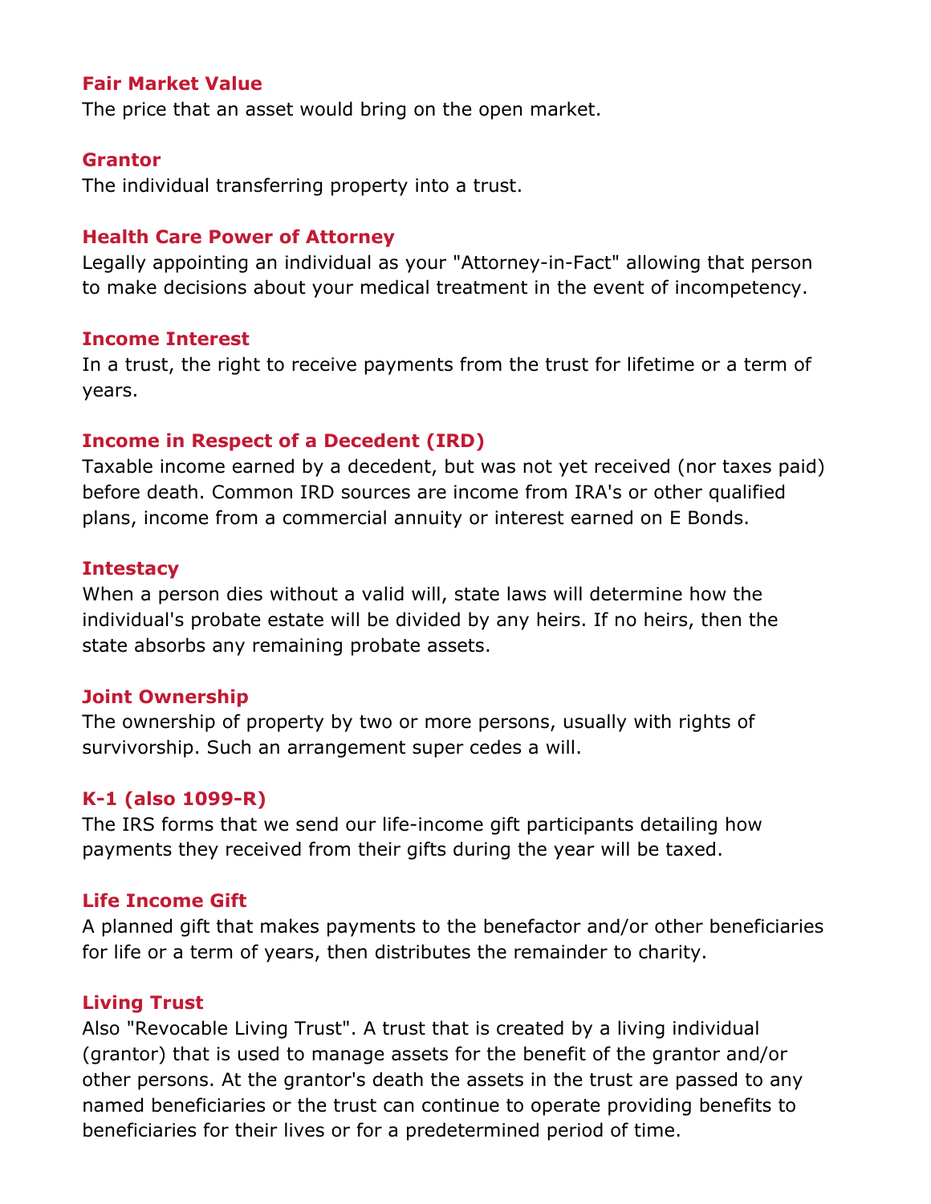### Fair Market Value

The price that an asset would bring on the open market.

### Grantor

The individual transferring property into a trust.

### Health Care Power of Attorney

Legally appointing an individual as your "Attorney-in-Fact" allowing that person to make decisions about your medical treatment in the event of incompetency.

### Income Interest

In a trust, the right to receive payments from the trust for lifetime or a term of years.

### Income in Respect of a Decedent (IRD)

Taxable income earned by a decedent, but was not yet received (nor taxes paid) before death. Common IRD sources are income from IRA's or other qualified plans, income from a commercial annuity or interest earned on E Bonds.

### Intestacy

When a person dies without a valid will, state laws will determine how the individual's probate estate will be divided by any heirs. If no heirs, then the state absorbs any remaining probate assets.

### Joint Ownership

The ownership of property by two or more persons, usually with rights of survivorship. Such an arrangement super cedes a will.

### K-1 (also 1099-R)

The IRS forms that we send our life-income gift participants detailing how payments they received from their gifts during the year will be taxed.

### Life Income Gift

A planned gift that makes payments to the benefactor and/or other beneficiaries for life or a term of years, then distributes the remainder to charity.

### Living Trust

Also "Revocable Living Trust". A trust that is created by a living individual (grantor) that is used to manage assets for the benefit of the grantor and/or other persons. At the grantor's death the assets in the trust are passed to any named beneficiaries or the trust can continue to operate providing benefits to beneficiaries for their lives or for a predetermined period of time.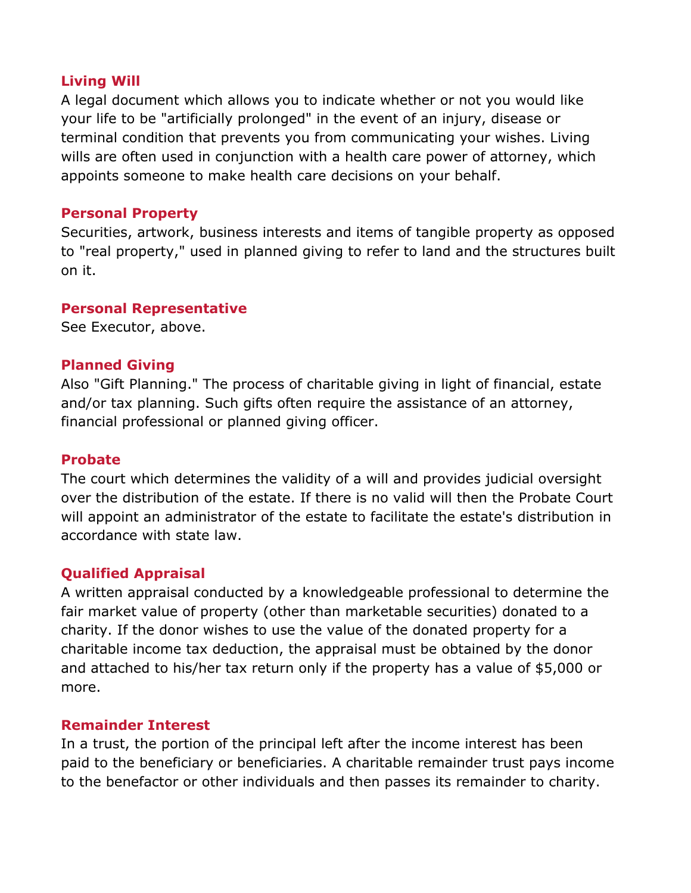### Living Will

A legal document which allows you to indicate whether or not you would like your life to be "artificially prolonged" in the event of an injury, disease or terminal condition that prevents you from communicating your wishes. Living wills are often used in conjunction with a health care power of attorney, which appoints someone to make health care decisions on your behalf.

### Personal Property

Securities, artwork, business interests and items of tangible property as opposed to "real property," used in planned giving to refer to land and the structures built on it.

### Personal Representative

See Executor, above.

### Planned Giving

Also "Gift Planning." The process of charitable giving in light of financial, estate and/or tax planning. Such gifts often require the assistance of an attorney, financial professional or planned giving officer.

### Probate

The court which determines the validity of a will and provides judicial oversight over the distribution of the estate. If there is no valid will then the Probate Court will appoint an administrator of the estate to facilitate the estate's distribution in accordance with state law.

### Qualified Appraisal

A written appraisal conducted by a knowledgeable professional to determine the fair market value of property (other than marketable securities) donated to a charity. If the donor wishes to use the value of the donated property for a charitable income tax deduction, the appraisal must be obtained by the donor and attached to his/her tax return only if the property has a value of $5,000 or more.

### Remainder Interest

In a trust, the portion of the principal left after the income interest has been paid to the beneficiary or beneficiaries. A charitable remainder trust pays income to the benefactor or other individuals and then passes its remainder to charity.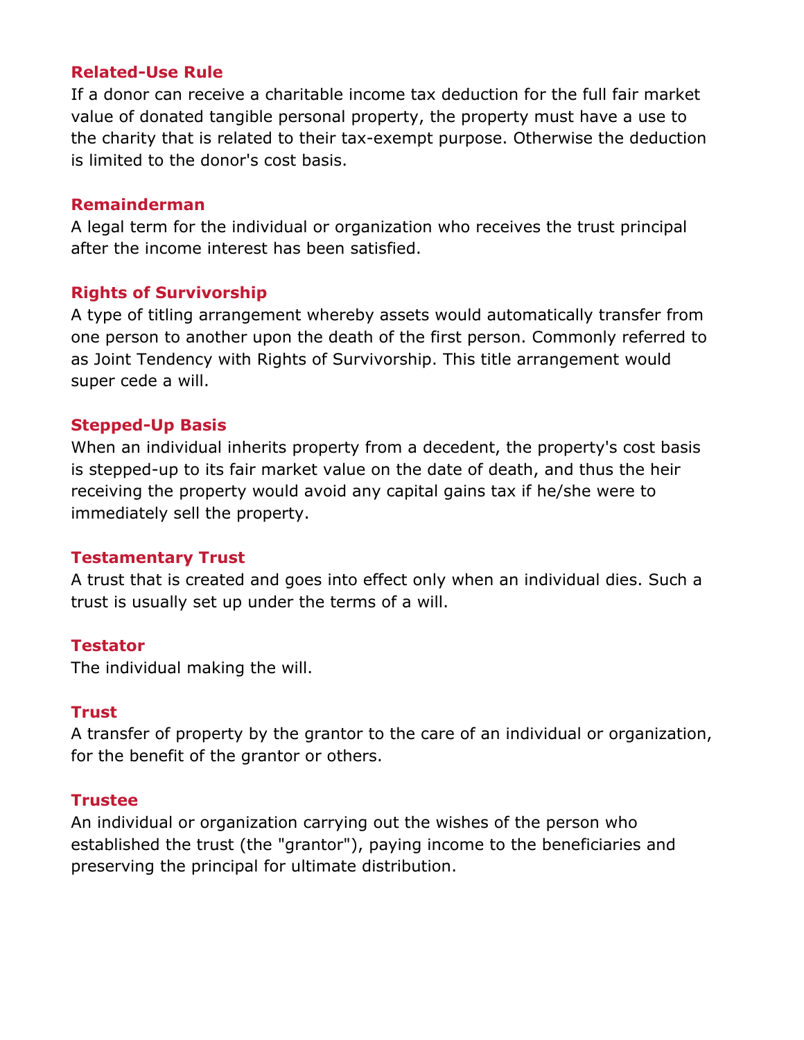### Related-Use Rule

If a donor can receive a charitable income tax deduction for the full fair market value of donated tangible personal property, the property must have a use to the charity that is related to their tax-exempt purpose. Otherwise the deduction is limited to the donor's cost basis.

### Remainderman

A legal term for the individual or organization who receives the trust principal after the income interest has been satisfied.

### Rights of Survivorship

A type of titling arrangement whereby assets would automatically transfer from one person to another upon the death of the first person. Commonly referred to as Joint Tendency with Rights of Survivorship. This title arrangement would super cede a will.

### Stepped-Up Basis

When an individual inherits property from a decedent, the property's cost basis is stepped-up to its fair market value on the date of death, and thus the heir receiving the property would avoid any capital gains tax if he/she were to immediately sell the property.

### Testamentary Trust

A trust that is created and goes into effect only when an individual dies. Such a trust is usually set up under the terms of a will.

### Testator

The individual making the will.

### Trust

A transfer of property by the grantor to the care of an individual or organization, for the benefit of the grantor or others.

### Trustee

An individual or organization carrying out the wishes of the person who established the trust (the "grantor"), paying income to the beneficiaries and preserving the principal for ultimate distribution.